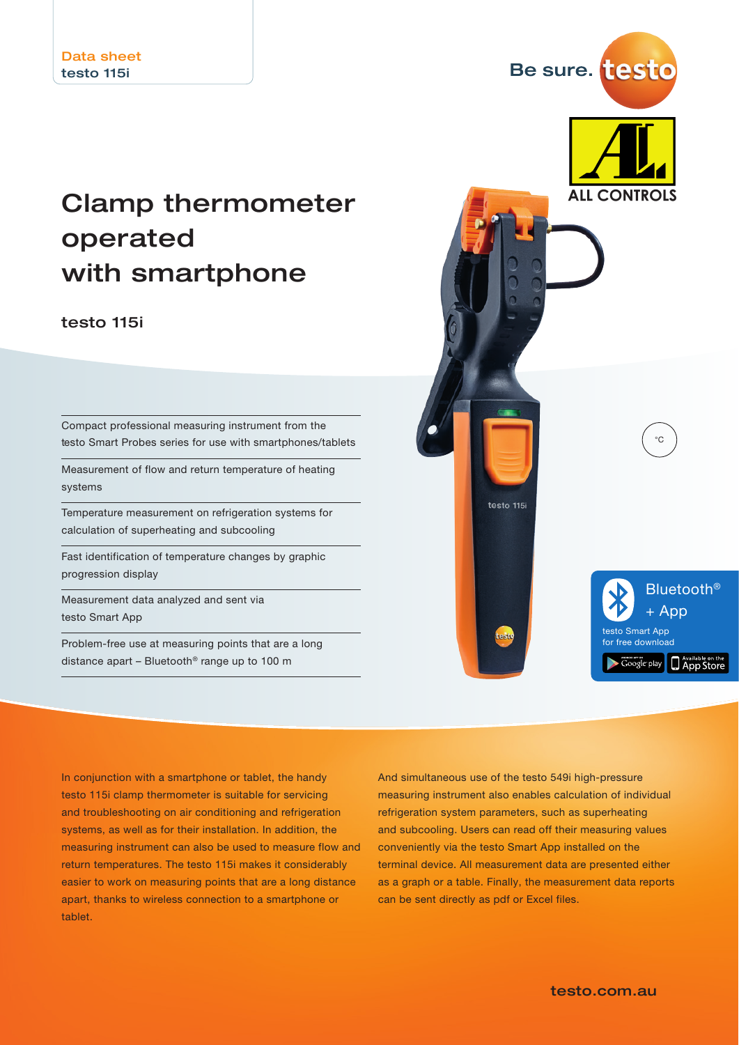Data sheet
testo 115i

Be sure. testo

ALL CONTROLS

# Clamp thermometer operated with smartphone

## testo 115i

- Compact professional measuring instrument from the testo Smart Probes series for use with smartphones/tablets
- Measurement of flow and return temperature of heating systems
- Temperature measurement on refrigeration systems for calculation of superheating and subcooling
- Fast identification of temperature changes by graphic progression display
- Measurement data analyzed and sent via testo Smart App
- Problem-free use at measuring points that are a long distance apart – Bluetooth® range up to 100 m

°C

Bluetooth® + App
testo Smart App for free download

In conjunction with a smartphone or tablet, the handy testo 115i clamp thermometer is suitable for servicing and troubleshooting on air conditioning and refrigeration systems, as well as for their installation. In addition, the measuring instrument can also be used to measure flow and return temperatures. The testo 115i makes it considerably easier to work on measuring points that are a long distance apart, thanks to wireless connection to a smartphone or tablet.

And simultaneous use of the testo 549i high-pressure measuring instrument also enables calculation of individual refrigeration system parameters, such as superheating and subcooling. Users can read off their measuring values conveniently via the testo Smart App installed on the terminal device. All measurement data are presented either as a graph or a table. Finally, the measurement data reports can be sent directly as pdf or Excel files.

testo.com.au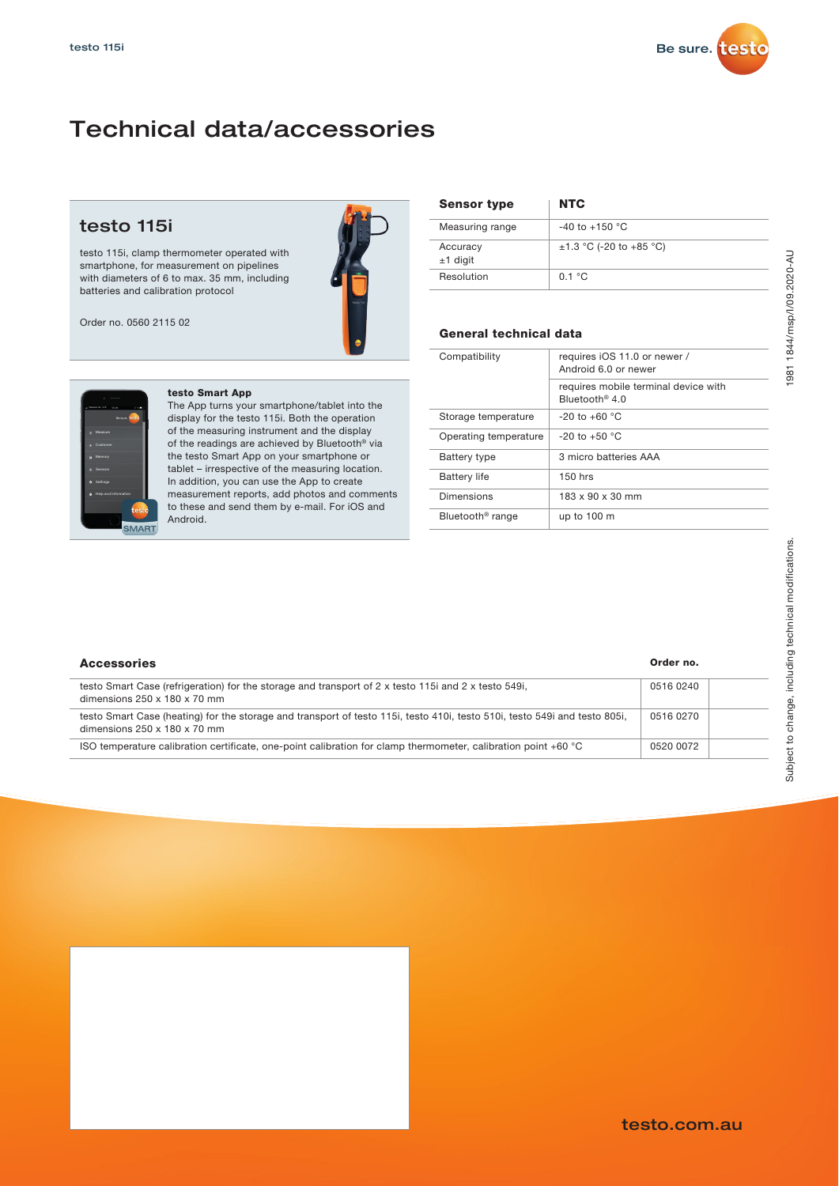# Technical data/accessories

## testo 115i

testo 115i, clamp thermometer operated with smartphone, for measurement on pipelines with diameters of 6 to max. 35 mm, including batteries and calibration protocol

Order no. 0560 2115 02

**testo Smart App**
The App turns your smartphone/tablet into the display for the testo 115i. Both the operation of the measuring instrument and the display of the readings are achieved by Bluetooth® via the testo Smart App on your smartphone or tablet – irrespective of the measuring location. In addition, you can use the App to create measurement reports, add photos and comments to these and send them by e-mail. For iOS and Android.

| Sensor type | NTC |
|---|---|
| Measuring range | -40 to +150 °C |
| Accuracy ±1 digit | ±1.3 °C (-20 to +85 °C) |
| Resolution | 0.1 °C |

### General technical data

| | |
|---|---|
| Compatibility | requires iOS 11.0 or newer / Android 6.0 or newer |
| | requires mobile terminal device with Bluetooth® 4.0 |
| Storage temperature | -20 to +60 °C |
| Operating temperature | -20 to +50 °C |
| Battery type | 3 micro batteries AAA |
| Battery life | 150 hrs |
| Dimensions | 183 x 90 x 30 mm |
| Bluetooth® range | up to 100 m |

| Accessories | Order no. |
|---|---|
| testo Smart Case (refrigeration) for the storage and transport of 2 x testo 115i and 2 x testo 549i, dimensions 250 x 180 x 70 mm | 0516 0240 |
| testo Smart Case (heating) for the storage and transport of testo 115i, testo 410i, testo 510i, testo 549i and testo 805i, dimensions 250 x 180 x 70 mm | 0516 0270 |
| ISO temperature calibration certificate, one-point calibration for clamp thermometer, calibration point +60 °C | 0520 0072 |

Subject to change, including technical modifications.

1981 1844/msp/I/09.2020-AU

testo.com.au